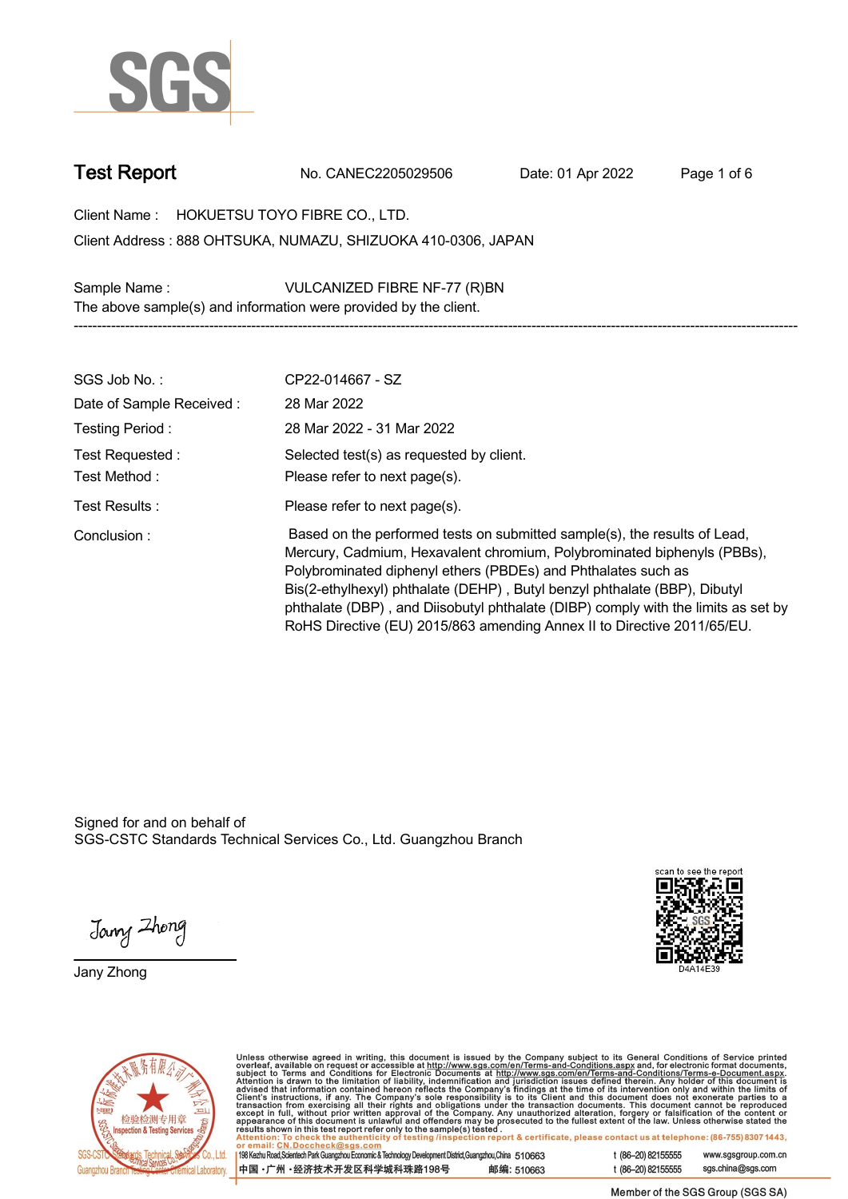SGS

# Test Report

No. CANEC2205029506 Date: 01 Apr 2022

Client Name : HOKUETSU TOYO FIBRE CO., LTD.

Client Address : 888 OHTSUKA, NUMAZU, SHIZUOKA 410-0306, JAPAN

Sample Name : VULCANIZED FIBRE NF-77 (R)BN

The above sample(s) and information were provided by the client.

---

| | |
|---|---|
| SGS Job No. : | CP22-014667 - SZ |
| Date of Sample Received : | 28 Mar 2022 |
| Testing Period : | 28 Mar 2022 - 31 Mar 2022 |
| Test Requested : | Selected test(s) as requested by client. |
| Test Method : | Please refer to next page(s). |
| Test Results : | Please refer to next page(s). |
| Conclusion : | Based on the performed tests on submitted sample(s), the results of Lead, Mercury, Cadmium, Hexavalent chromium, Polybrominated biphenyls (PBBs), Polybrominated diphenyl ethers (PBDEs) and Phthalates such as Bis(2-ethylhexyl) phthalate (DEHP) , Butyl benzyl phthalate (BBP), Dibutyl phthalate (DBP) , and Diisobutyl phthalate (DIBP) comply with the limits as set by RoHS Directive (EU) 2015/863 amending Annex II to Directive 2011/65/EU. |

Signed for and on behalf of
SGS-CSTC Standards Technical Services Co., Ltd. Guangzhou Branch

Jany Zhong

scan to see the report

D4A14E39

Unless otherwise agreed in writing, this document is issued by the Company subject to its General Conditions of Service printed overleaf, available on request or accessible at http://www.sgs.com/en/Terms-and-Conditions.aspx and, for electronic format documents, subject to Terms and Conditions for Electronic Documents at http://www.sgs.com/en/Terms-and-Conditions/Terms-e-Document.aspx. Attention is drawn to the limitation of liability, indemnification and jurisdiction issues defined therein. Any holder of this document is advised that information contained hereon reflects the Company's findings at the time of its intervention only and within the limits of Client's instructions, if any. The Company's sole responsibility is to its Client and this document does not exonerate parties to a transaction from exercising all their rights and obligations under the transaction documents. This document cannot be reproduced except in full, without prior written approval of the Company. Any unauthorized alteration, forgery or falsification of the content or appearance of this document is unlawful and offenders may be prosecuted to the fullest extent of the law. Unless otherwise stated the results shown in this test report refer only to the sample(s) tested.

Attention: To check the authenticity of testing /inspection report & certificate, please contact us at telephone: (86-755) 8307 1443, or email: CN.Doccheck@sgs.com

198 Kezhu Road,Scientech Park Guangzhou Economic & Technology Development District,Guangzhou,China 510663 t (86–20) 82155555 www.sgsgroup.com.cn

中国 ·广州 ·经济技术开发区科学城科珠路198号 邮编: 510663 t (86–20) 82155555 sgs.china@sgs.com

Member of the SGS Group (SGS SA)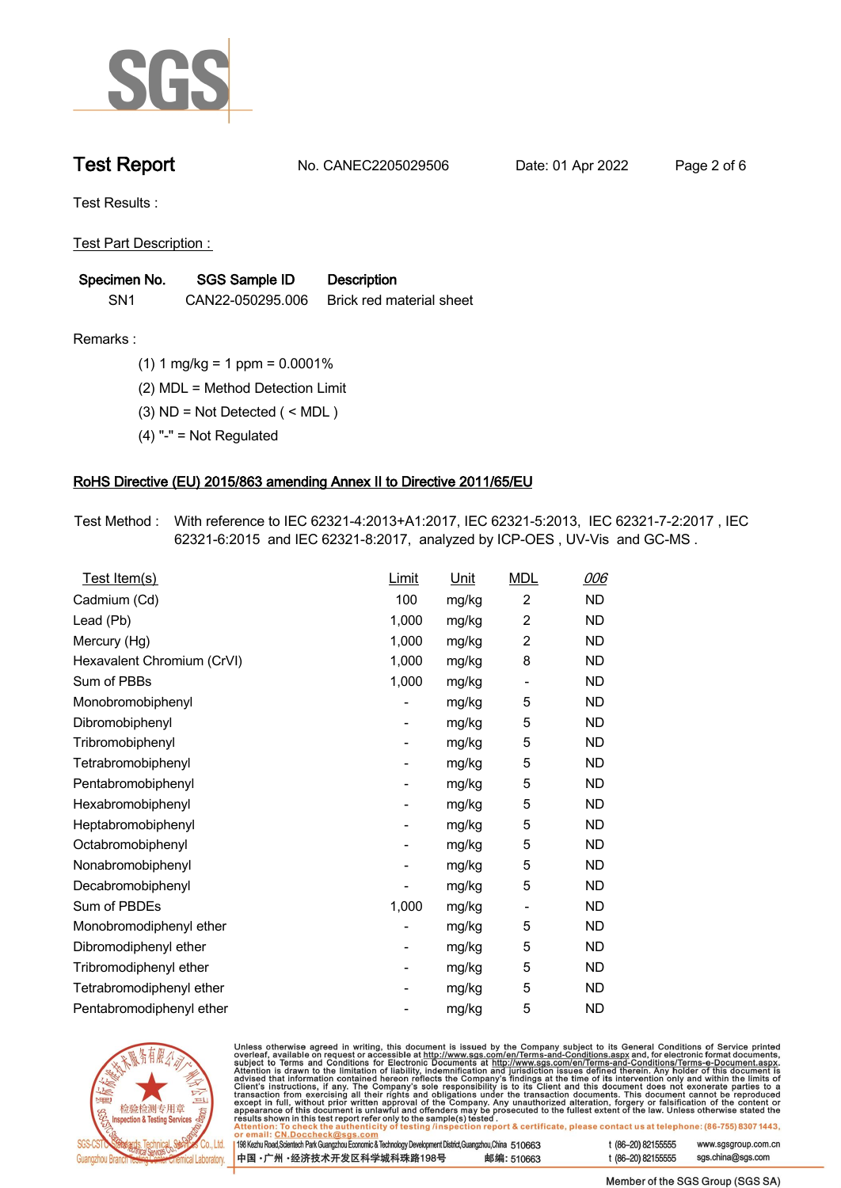# Test Report

No. CANEC2205029506　　Date: 01 Apr 2022

Test Results :

Test Part Description :

| Specimen No. | SGS Sample ID | Description |
|---|---|---|
| SN1 | CAN22-050295.006 | Brick red material sheet |

Remarks :

(1) 1 mg/kg = 1 ppm = 0.0001%

(2) MDL = Method Detection Limit

(3) ND = Not Detected ( < MDL )

(4) "-" = Not Regulated

## RoHS Directive (EU) 2015/863 amending Annex II to Directive 2011/65/EU

Test Method : With reference to IEC 62321-4:2013+A1:2017, IEC 62321-5:2013, IEC 62321-7-2:2017 , IEC 62321-6:2015 and IEC 62321-8:2017, analyzed by ICP-OES , UV-Vis and GC-MS .

| Test Item(s) | Limit | Unit | MDL | 006 |
|---|---|---|---|---|
| Cadmium (Cd) | 100 | mg/kg | 2 | ND |
| Lead (Pb) | 1,000 | mg/kg | 2 | ND |
| Mercury (Hg) | 1,000 | mg/kg | 2 | ND |
| Hexavalent Chromium (CrVI) | 1,000 | mg/kg | 8 | ND |
| Sum of PBBs | 1,000 | mg/kg | - | ND |
| Monobromobiphenyl | - | mg/kg | 5 | ND |
| Dibromobiphenyl | - | mg/kg | 5 | ND |
| Tribromobiphenyl | - | mg/kg | 5 | ND |
| Tetrabromobiphenyl | - | mg/kg | 5 | ND |
| Pentabromobiphenyl | - | mg/kg | 5 | ND |
| Hexabromobiphenyl | - | mg/kg | 5 | ND |
| Heptabromobiphenyl | - | mg/kg | 5 | ND |
| Octabromobiphenyl | - | mg/kg | 5 | ND |
| Nonabromobiphenyl | - | mg/kg | 5 | ND |
| Decabromobiphenyl | - | mg/kg | 5 | ND |
| Sum of PBDEs | 1,000 | mg/kg | - | ND |
| Monobromodiphenyl ether | - | mg/kg | 5 | ND |
| Dibromodiphenyl ether | - | mg/kg | 5 | ND |
| Tribromodiphenyl ether | - | mg/kg | 5 | ND |
| Tetrabromodiphenyl ether | - | mg/kg | 5 | ND |
| Pentabromodiphenyl ether | - | mg/kg | 5 | ND |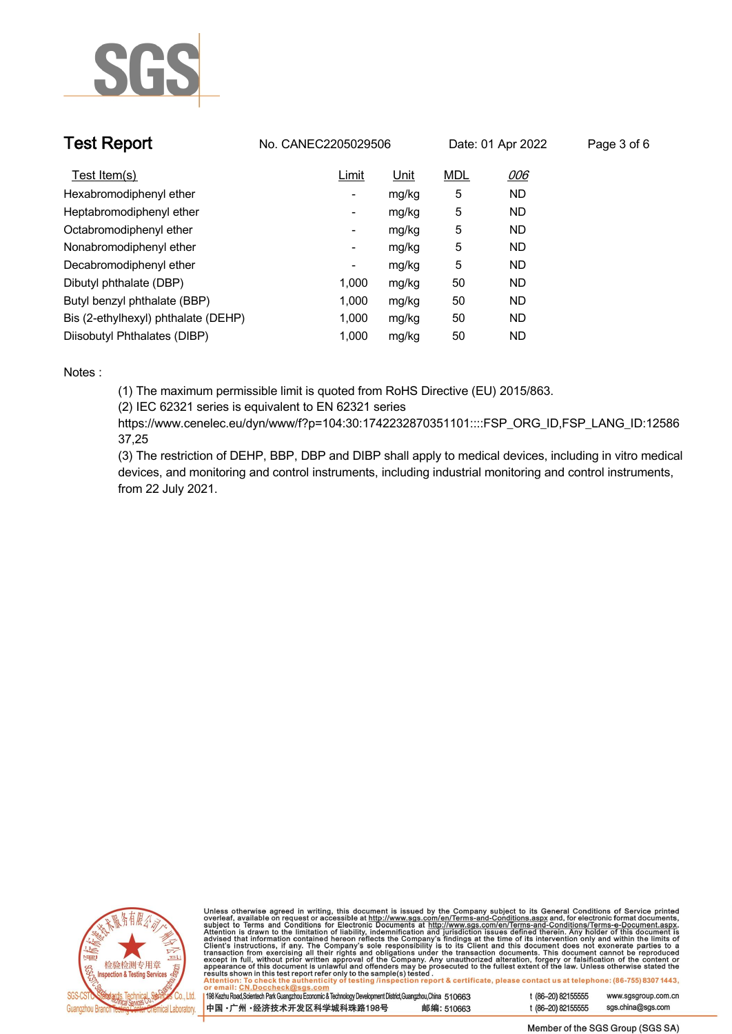| Test Item(s) | Limit | Unit | MDL | 006 |
|---|---|---|---|---|
| Hexabromodiphenyl ether | - | mg/kg | 5 | ND |
| Heptabromodiphenyl ether | - | mg/kg | 5 | ND |
| Octabromodiphenyl ether | - | mg/kg | 5 | ND |
| Nonabromodiphenyl ether | - | mg/kg | 5 | ND |
| Decabromodiphenyl ether | - | mg/kg | 5 | ND |
| Dibutyl phthalate (DBP) | 1,000 | mg/kg | 50 | ND |
| Butyl benzyl phthalate (BBP) | 1,000 | mg/kg | 50 | ND |
| Bis (2-ethylhexyl) phthalate (DEHP) | 1,000 | mg/kg | 50 | ND |
| Diisobutyl Phthalates (DIBP) | 1,000 | mg/kg | 50 | ND |

Notes :

(1) The maximum permissible limit is quoted from RoHS Directive (EU) 2015/863.

(2) IEC 62321 series is equivalent to EN 62321 series https://www.cenelec.eu/dyn/www/f?p=104:30:1742232870351101::::FSP_ORG_ID,FSP_LANG_ID:1258637,25

(3) The restriction of DEHP, BBP, DBP and DIBP shall apply to medical devices, including in vitro medical devices, and monitoring and control instruments, including industrial monitoring and control instruments, from 22 July 2021.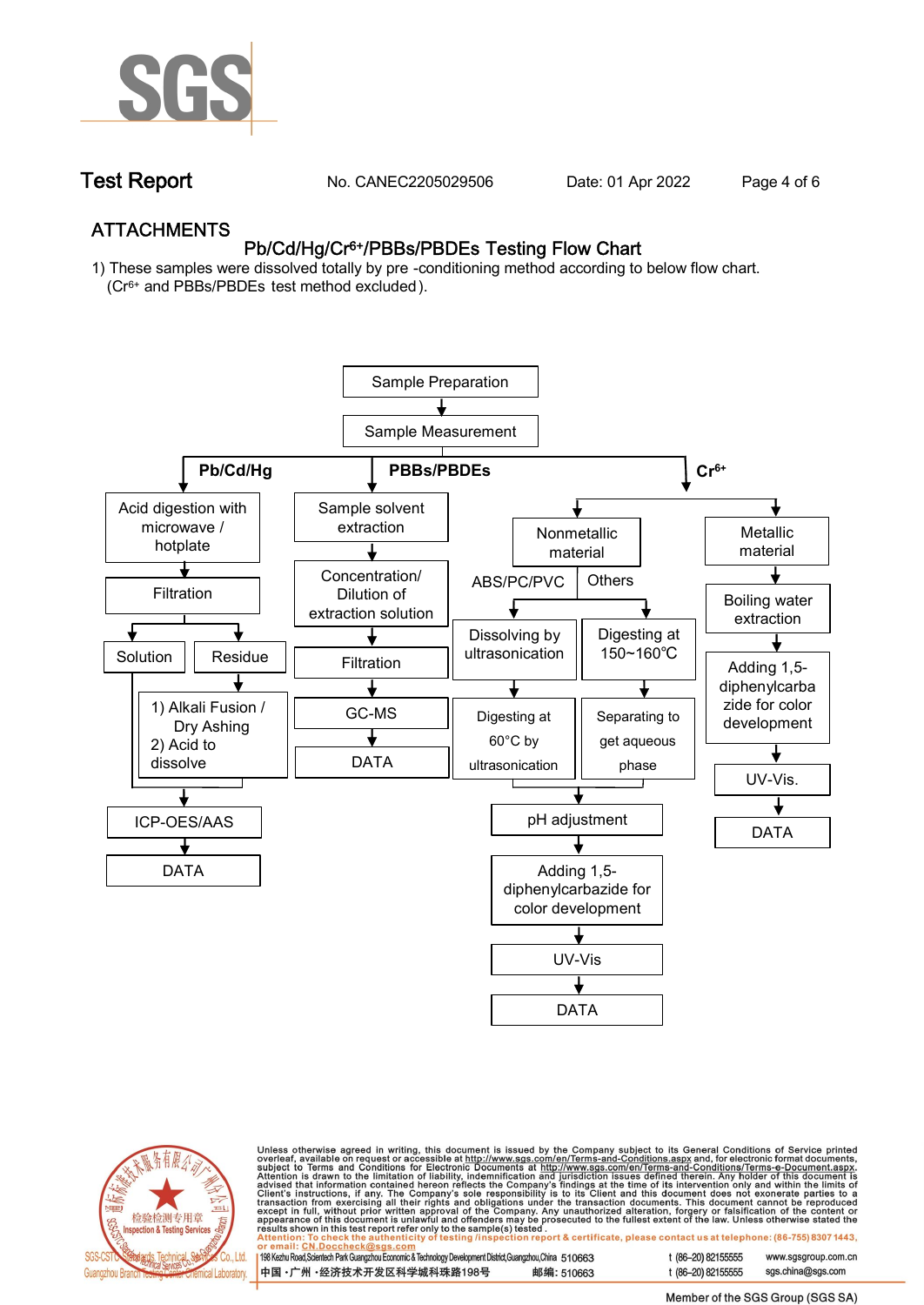# Test Report

No. CANEC2205029506    Date: 01 Apr 2022

## ATTACHMENTS

### Pb/Cd/Hg/$Cr^{6+}$/PBBs/PBDEs Testing Flow Chart

1) These samples were dissolved totally by pre -conditioning method according to below flow chart. ($Cr^{6+}$ and PBBs/PBDEs test method excluded).

Sample Preparation → Sample Measurement

**Pb/Cd/Hg**

- Acid digestion with microwave / hotplate → Filtration → Solution / Residue
  - Residue → 1) Alkali Fusion / Dry Ashing 2) Acid to dissolve
  - Solution and dissolved residue → ICP-OES/AAS → DATA

**PBBs/PBDEs**

- Sample solvent extraction → Concentration/ Dilution of extraction solution → Filtration → GC-MS → DATA

**$Cr^{6+}$**

- Nonmetallic material
  - ABS/PC/PVC → Dissolving by ultrasonication → Digesting at 60°C by ultrasonication
  - Others → Digesting at 150~160℃ → Separating to get aqueous phase
  - → pH adjustment → Adding 1,5-diphenylcarbazide for color development → UV-Vis → DATA
- Metallic material → Boiling water extraction → Adding 1,5-diphenylcarbazide for color development → UV-Vis. → DATA

Unless otherwise agreed in writing, this document is issued by the Company subject to its General Conditions of Service printed overleaf, available on request or accessible at http://www.sgs.com/en/Terms-and-Conditions.aspx and, for electronic format documents, subject to Terms and Conditions for Electronic Documents at http://www.sgs.com/en/Terms-and-Conditions/Terms-e-Document.aspx. Attention is drawn to the limitation of liability, indemnification and jurisdiction issues defined therein. Any holder of this document is advised that information contained hereon reflects the Company's findings at the time of its intervention only and within the limits of Client's instructions, if any. The Company's sole responsibility is to its Client and this document does not exonerate parties to a transaction from exercising all their rights and obligations under the transaction documents. This document cannot be reproduced except in full, without prior written approval of the Company. Any unauthorized alteration, forgery or falsification of the content or appearance of this document is unlawful and offenders may be prosecuted to the fullest extent of the law. Unless otherwise stated the results shown in this test report refer only to the sample(s) tested.

Attention: To check the authenticity of testing /inspection report & certificate, please contact us at telephone: (86-755) 8307 1443, or email: CN.Doccheck@sgs.com

198 Kezhu Road,Scientech Park Guangzhou Economic & Technology Development District,Guangzhou,China 510663    t (86–20) 82155555    www.sgsgroup.com.cn

中国・广州・经济技术开发区科学城科珠路198号    邮编: 510663    t (86–20) 82155555    sgs.china@sgs.com

Member of the SGS Group (SGS SA)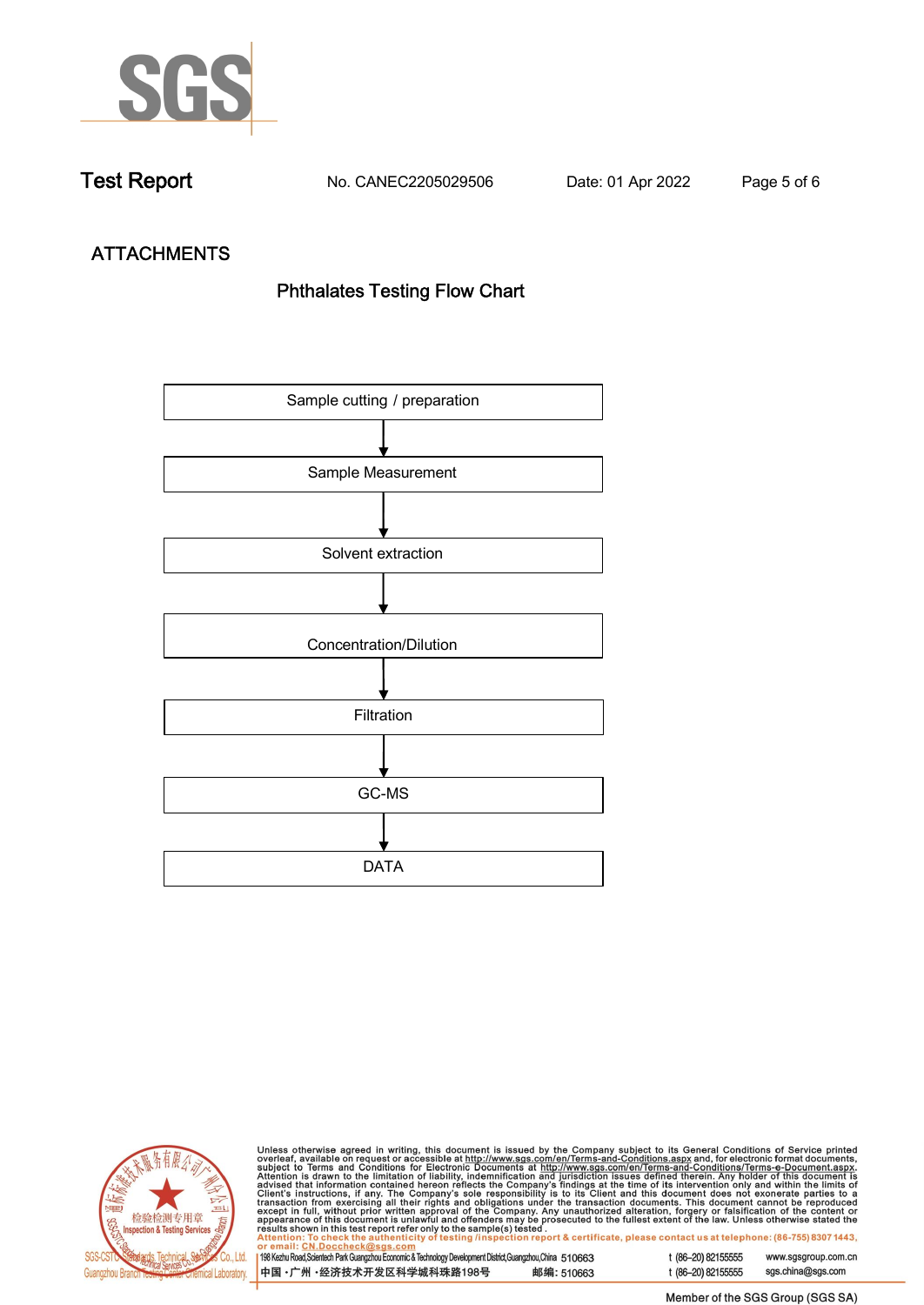# Test Report

No. CANEC2205029506 Date: 01 Apr 2022

## ATTACHMENTS

### Phthalates Testing Flow Chart

Sample cutting / preparation

↓

Sample Measurement

↓

Solvent extraction

↓

Concentration/Dilution

↓

Filtration

↓

GC-MS

↓

DATA

Unless otherwise agreed in writing, this document is issued by the Company subject to its General Conditions of Service printed overleaf, available on request or accessible at http://www.sgs.com/en/Terms-and-Conditions.aspx and, for electronic format documents, subject to Terms and Conditions for Electronic Documents at http://www.sgs.com/en/Terms-and-Conditions/Terms-e-Document.aspx. Attention is drawn to the limitation of liability, indemnification and jurisdiction issues defined therein. Any holder of this document is advised that information contained hereon reflects the Company's findings at the time of its intervention only and within the limits of Client's instructions, if any. The Company's sole responsibility is to its Client and this document does not exonerate parties to a transaction from exercising all their rights and obligations under the transaction documents. This document cannot be reproduced except in full, without prior written approval of the Company. Any unauthorized alteration, forgery or falsification of the content or appearance of this document is unlawful and offenders may be prosecuted to the fullest extent of the law. Unless otherwise stated the results shown in this test report refer only to the sample(s) tested .
Attention: To check the authenticity of testing /inspection report & certificate, please contact us at telephone: (86-755) 8307 1443, or email: CN.Doccheck@sgs.com

198 Kezhu Road,Scientech Park Guangzhou Economic & Technology Development District,Guangzhou,China 510663 t (86–20) 82155555 www.sgsgroup.com.cn
中国 ·广州 ·经济技术开发区科学城科珠路198号 邮编: 510663 t (86–20) 82155555 sgs.china@sgs.com

Member of the SGS Group (SGS SA)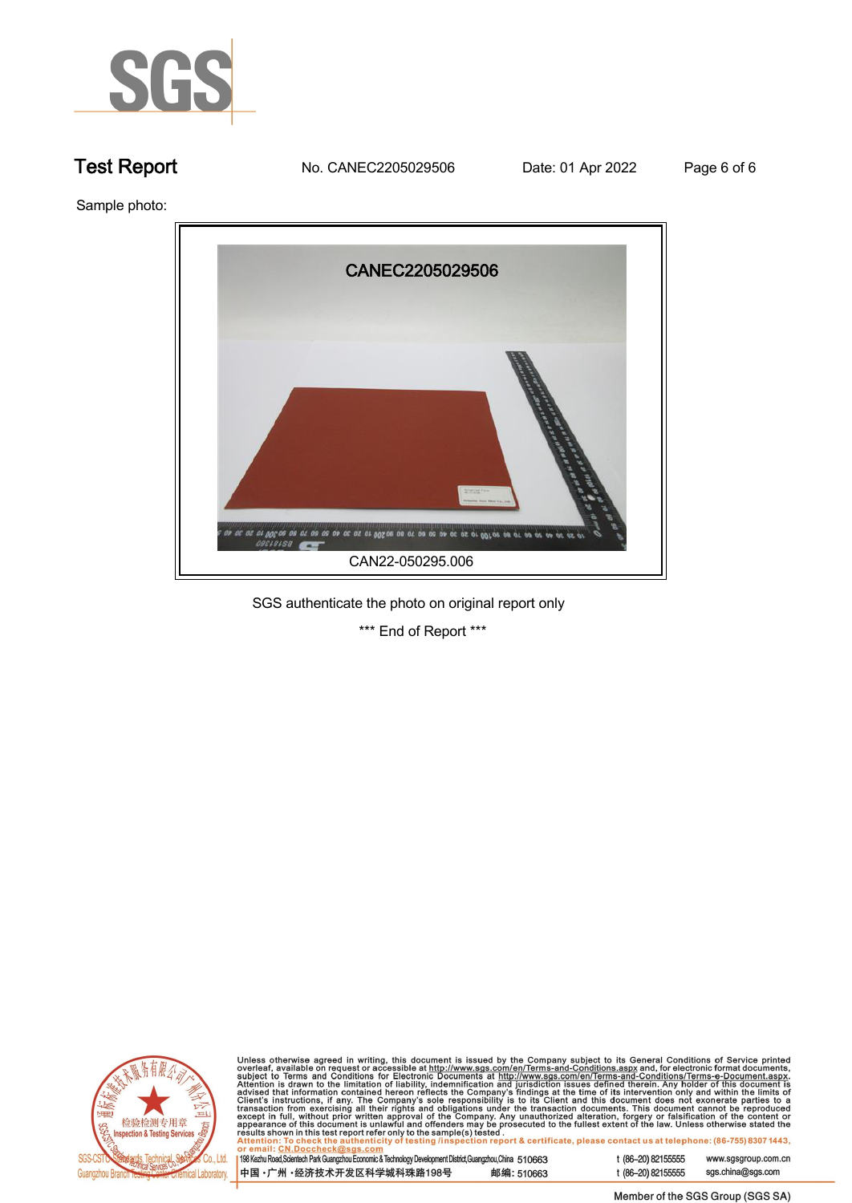**Test Report** No. CANEC2205029506 Date: 01 Apr 2022

Sample photo:

CANEC2205029506

CAN22-050295.006

SGS authenticate the photo on original report only

\*\*\* End of Report \*\*\*

Unless otherwise agreed in writing, this document is issued by the Company subject to its General Conditions of Service printed overleaf, available on request or accessible at http://www.sgs.com/en/Terms-and-Conditions.aspx and, for electronic format documents, subject to Terms and Conditions for Electronic Documents at http://www.sgs.com/en/Terms-and-Conditions/Terms-e-Document.aspx. Attention is drawn to the limitation of liability, indemnification and jurisdiction issues defined therein. Any holder of this document is advised that information contained hereon reflects the Company's findings at the time of its intervention only and within the limits of Client's instructions, if any. The Company's sole responsibility is to its Client and this document does not exonerate parties to a transaction from exercising all their rights and obligations under the transaction documents. This document cannot be reproduced except in full, without prior written approval of the Company. Any unauthorized alteration, forgery or falsification of the content or appearance of this document is unlawful and offenders may be prosecuted to the fullest extent of the law. Unless otherwise stated the results shown in this test report refer only to the sample(s) tested.

Attention: To check the authenticity of testing /inspection report & certificate, please contact us at telephone: (86-755) 8307 1443, or email: CN.Doccheck@sgs.com

SGS-CSTC Standards Technical Services Co., Ltd. Guangzhou Branch Testing Center Chemical Laboratory.

198 Kezhu Road,Scientech Park Guangzhou Economic & Technology Development District,Guangzhou,China 510663 t (86–20) 82155555 www.sgsgroup.com.cn

中国 ·广州 ·经济技术开发区科学城科珠路198号 邮编: 510663 t (86–20) 82155555 sgs.china@sgs.com

Member of the SGS Group (SGS SA)